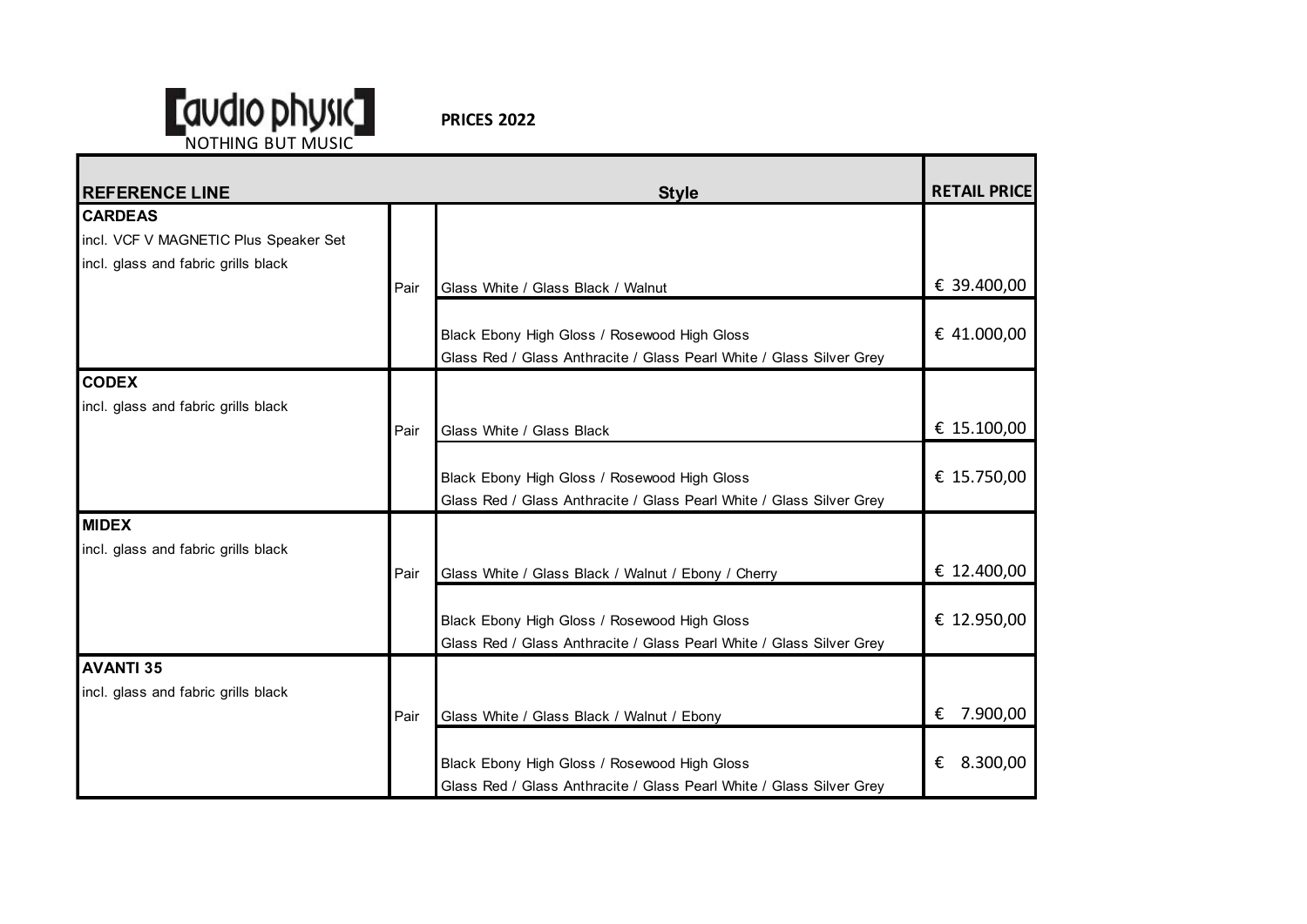[audio physic]
NOTHING BUT MUSIC

**PRICES 2022**

| REFERENCE LINE | | Style | RETAIL PRICE |
|---|---|---|---|
| **CARDEAS**<br>incl. VCF V MAGNETIC Plus Speaker Set<br>incl. glass and fabric grills black | Pair | Glass White / Glass Black / Walnut | € 39.400,00 |
| | | Black Ebony High Gloss / Rosewood High Gloss<br>Glass Red / Glass Anthracite / Glass Pearl White / Glass Silver Grey | € 41.000,00 |
| **CODEX**<br>incl. glass and fabric grills black | Pair | Glass White / Glass Black | € 15.100,00 |
| | | Black Ebony High Gloss / Rosewood High Gloss<br>Glass Red / Glass Anthracite / Glass Pearl White / Glass Silver Grey | € 15.750,00 |
| **MIDEX**<br>incl. glass and fabric grills black | Pair | Glass White / Glass Black / Walnut / Ebony / Cherry | € 12.400,00 |
| | | Black Ebony High Gloss / Rosewood High Gloss<br>Glass Red / Glass Anthracite / Glass Pearl White / Glass Silver Grey | € 12.950,00 |
| **AVANTI 35**<br>incl. glass and fabric grills black | Pair | Glass White / Glass Black / Walnut / Ebony | € 7.900,00 |
| | | Black Ebony High Gloss / Rosewood High Gloss<br>Glass Red / Glass Anthracite / Glass Pearl White / Glass Silver Grey | € 8.300,00 |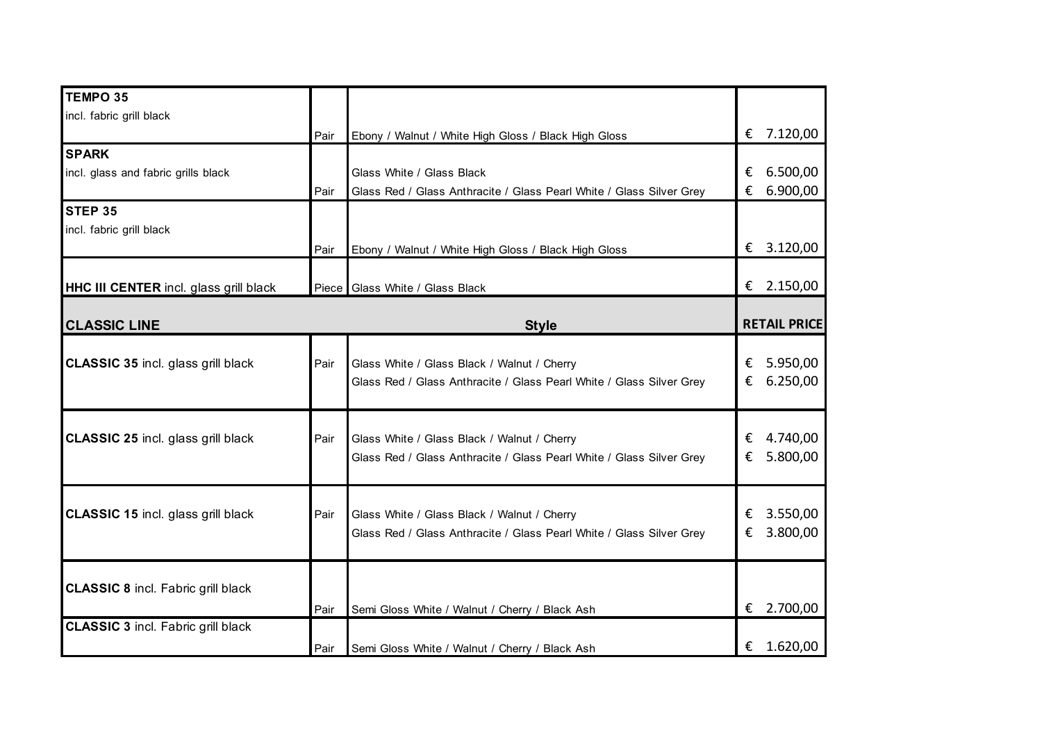| | | | |
|---|---|---|---|
| **TEMPO 35**<br>incl. fabric grill black | Pair | Ebony / Walnut / White High Gloss / Black High Gloss | € 7.120,00 |
| **SPARK**<br>incl. glass and fabric grills black | Pair | Glass White / Glass Black<br>Glass Red / Glass Anthracite / Glass Pearl White / Glass Silver Grey | € 6.500,00<br>€ 6.900,00 |
| **STEP 35**<br>incl. fabric grill black | Pair | Ebony / Walnut / White High Gloss / Black High Gloss | € 3.120,00 |
| **HHC III CENTER** incl. glass grill black | Piece | Glass White / Glass Black | € 2.150,00 |
| **CLASSIC LINE** | | **Style** | **RETAIL PRICE** |
| **CLASSIC 35** incl. glass grill black | Pair | Glass White / Glass Black / Walnut / Cherry<br>Glass Red / Glass Anthracite / Glass Pearl White / Glass Silver Grey | € 5.950,00<br>€ 6.250,00 |
| **CLASSIC 25** incl. glass grill black | Pair | Glass White / Glass Black / Walnut / Cherry<br>Glass Red / Glass Anthracite / Glass Pearl White / Glass Silver Grey | € 4.740,00<br>€ 5.800,00 |
| **CLASSIC 15** incl. glass grill black | Pair | Glass White / Glass Black / Walnut / Cherry<br>Glass Red / Glass Anthracite / Glass Pearl White / Glass Silver Grey | € 3.550,00<br>€ 3.800,00 |
| **CLASSIC 8** incl. Fabric grill black | Pair | Semi Gloss White / Walnut / Cherry / Black Ash | € 2.700,00 |
| **CLASSIC 3** incl. Fabric grill black | Pair | Semi Gloss White / Walnut / Cherry / Black Ash | € 1.620,00 |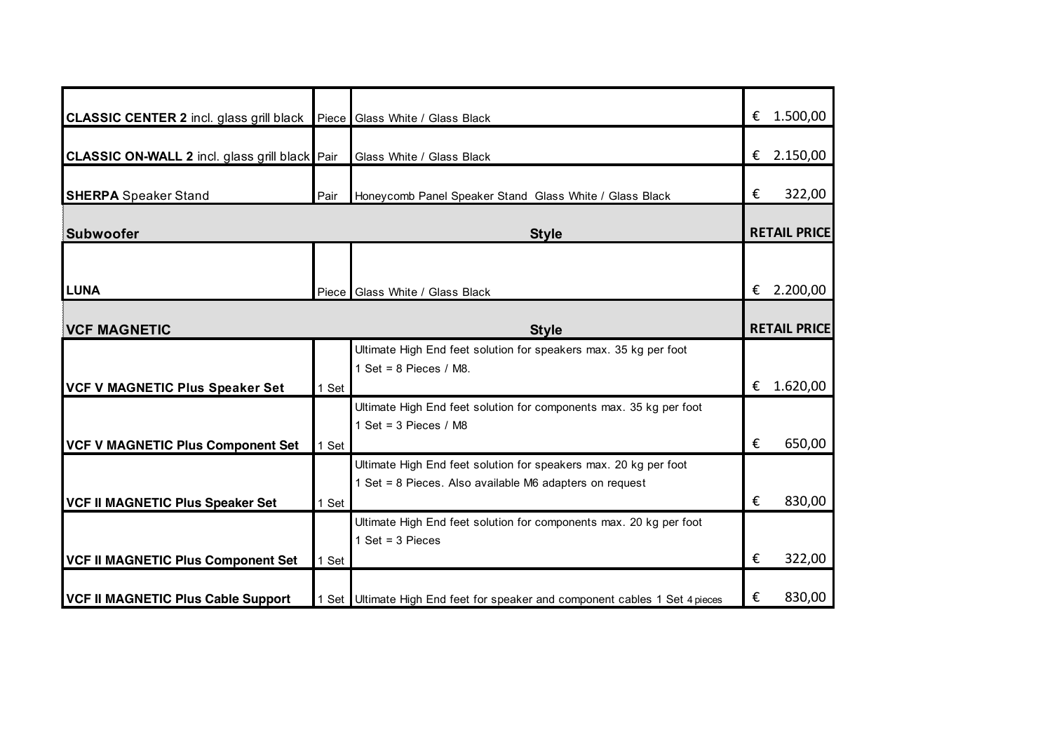| | | | |
|---|---|---|---|
| **CLASSIC CENTER 2** incl. glass grill black | Piece | Glass White / Glass Black | € 1.500,00 |
| **CLASSIC ON-WALL 2** incl. glass grill black | Pair | Glass White / Glass Black | € 2.150,00 |
| **SHERPA** Speaker Stand | Pair | Honeycomb Panel Speaker Stand Glass White / Glass Black | € 322,00 |
| **Subwoofer** | | **Style** | **RETAIL PRICE** |
| **LUNA** | Piece | Glass White / Glass Black | € 2.200,00 |
| **VCF MAGNETIC** | | **Style** | **RETAIL PRICE** |
| **VCF V MAGNETIC Plus Speaker Set** | 1 Set | Ultimate High End feet solution for speakers max. 35 kg per foot<br>1 Set = 8 Pieces / M8. | € 1.620,00 |
| **VCF V MAGNETIC Plus Component Set** | 1 Set | Ultimate High End feet solution for components max. 35 kg per foot<br>1 Set = 3 Pieces / M8 | € 650,00 |
| **VCF II MAGNETIC Plus Speaker Set** | 1 Set | Ultimate High End feet solution for speakers max. 20 kg per foot<br>1 Set = 8 Pieces. Also available M6 adapters on request | € 830,00 |
| **VCF II MAGNETIC Plus Component Set** | 1 Set | Ultimate High End feet solution for components max. 20 kg per foot<br>1 Set = 3 Pieces | € 322,00 |
| **VCF II MAGNETIC Plus Cable Support** | 1 Set | Ultimate High End feet for speaker and component cables 1 Set 4 pieces | € 830,00 |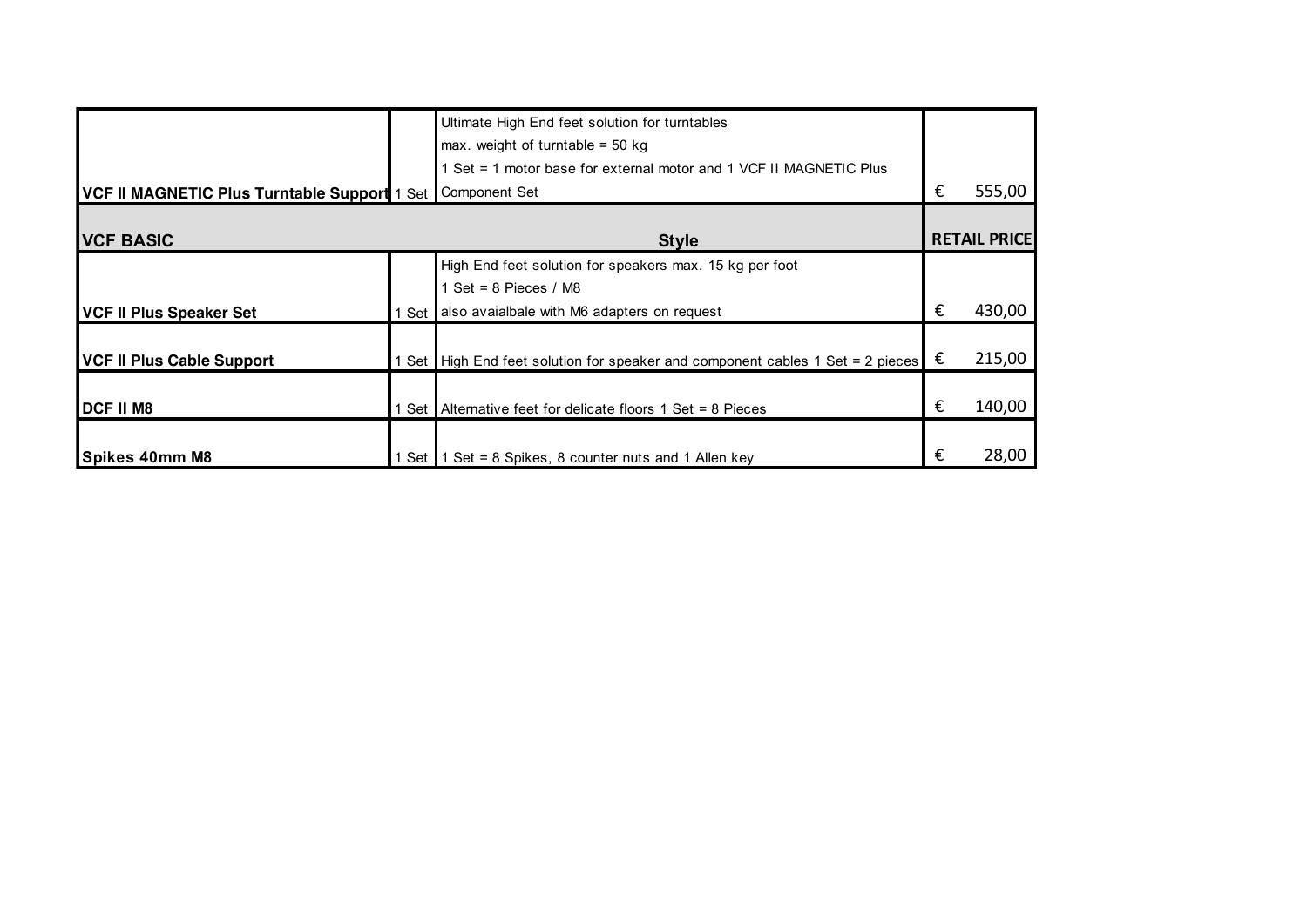| | | | |
|---|---|---|---|
| VCF II MAGNETIC Plus Turntable Support | 1 Set | Ultimate High End feet solution for turntables<br>max. weight of turntable = 50 kg<br>1 Set = 1 motor base for external motor and 1 VCF II MAGNETIC Plus Component Set | € 555,00 |
| **VCF BASIC** | | **Style** | **RETAIL PRICE** |
| **VCF II Plus Speaker Set** | 1 Set | High End feet solution for speakers max. 15 kg per foot<br>1 Set = 8 Pieces / M8<br>also avaialbale with M6 adapters on request | € 430,00 |
| **VCF II Plus Cable Support** | 1 Set | High End feet solution for speaker and component cables 1 Set = 2 pieces | € 215,00 |
| **DCF II M8** | 1 Set | Alternative feet for delicate floors 1 Set = 8 Pieces | € 140,00 |
| **Spikes 40mm M8** | 1 Set | 1 Set = 8 Spikes, 8 counter nuts and 1 Allen key | € 28,00 |